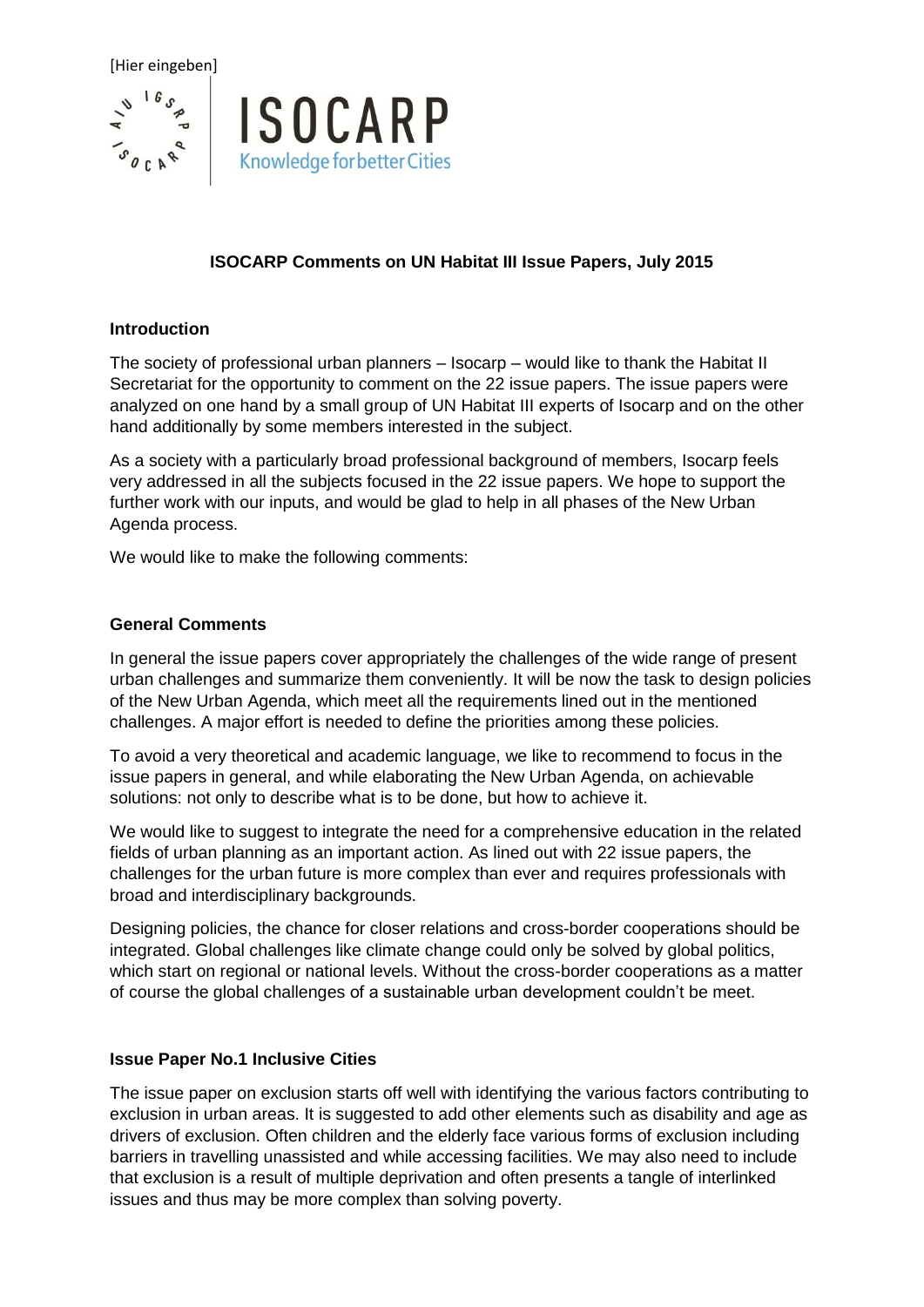[Hier eingeben]

ISOCARP
Knowledge for better Cities

**ISOCARP Comments on UN Habitat III Issue Papers, July 2015**

## Introduction

The society of professional urban planners – Isocarp – would like to thank the Habitat II Secretariat for the opportunity to comment on the 22 issue papers. The issue papers were analyzed on one hand by a small group of UN Habitat III experts of Isocarp and on the other hand additionally by some members interested in the subject.

As a society with a particularly broad professional background of members, Isocarp feels very addressed in all the subjects focused in the 22 issue papers. We hope to support the further work with our inputs, and would be glad to help in all phases of the New Urban Agenda process.

We would like to make the following comments:

## General Comments

In general the issue papers cover appropriately the challenges of the wide range of present urban challenges and summarize them conveniently. It will be now the task to design policies of the New Urban Agenda, which meet all the requirements lined out in the mentioned challenges. A major effort is needed to define the priorities among these policies.

To avoid a very theoretical and academic language, we like to recommend to focus in the issue papers in general, and while elaborating the New Urban Agenda, on achievable solutions: not only to describe what is to be done, but how to achieve it.

We would like to suggest to integrate the need for a comprehensive education in the related fields of urban planning as an important action. As lined out with 22 issue papers, the challenges for the urban future is more complex than ever and requires professionals with broad and interdisciplinary backgrounds.

Designing policies, the chance for closer relations and cross-border cooperations should be integrated. Global challenges like climate change could only be solved by global politics, which start on regional or national levels. Without the cross-border cooperations as a matter of course the global challenges of a sustainable urban development couldn't be meet.

## Issue Paper No.1 Inclusive Cities

The issue paper on exclusion starts off well with identifying the various factors contributing to exclusion in urban areas. It is suggested to add other elements such as disability and age as drivers of exclusion. Often children and the elderly face various forms of exclusion including barriers in travelling unassisted and while accessing facilities. We may also need to include that exclusion is a result of multiple deprivation and often presents a tangle of interlinked issues and thus may be more complex than solving poverty.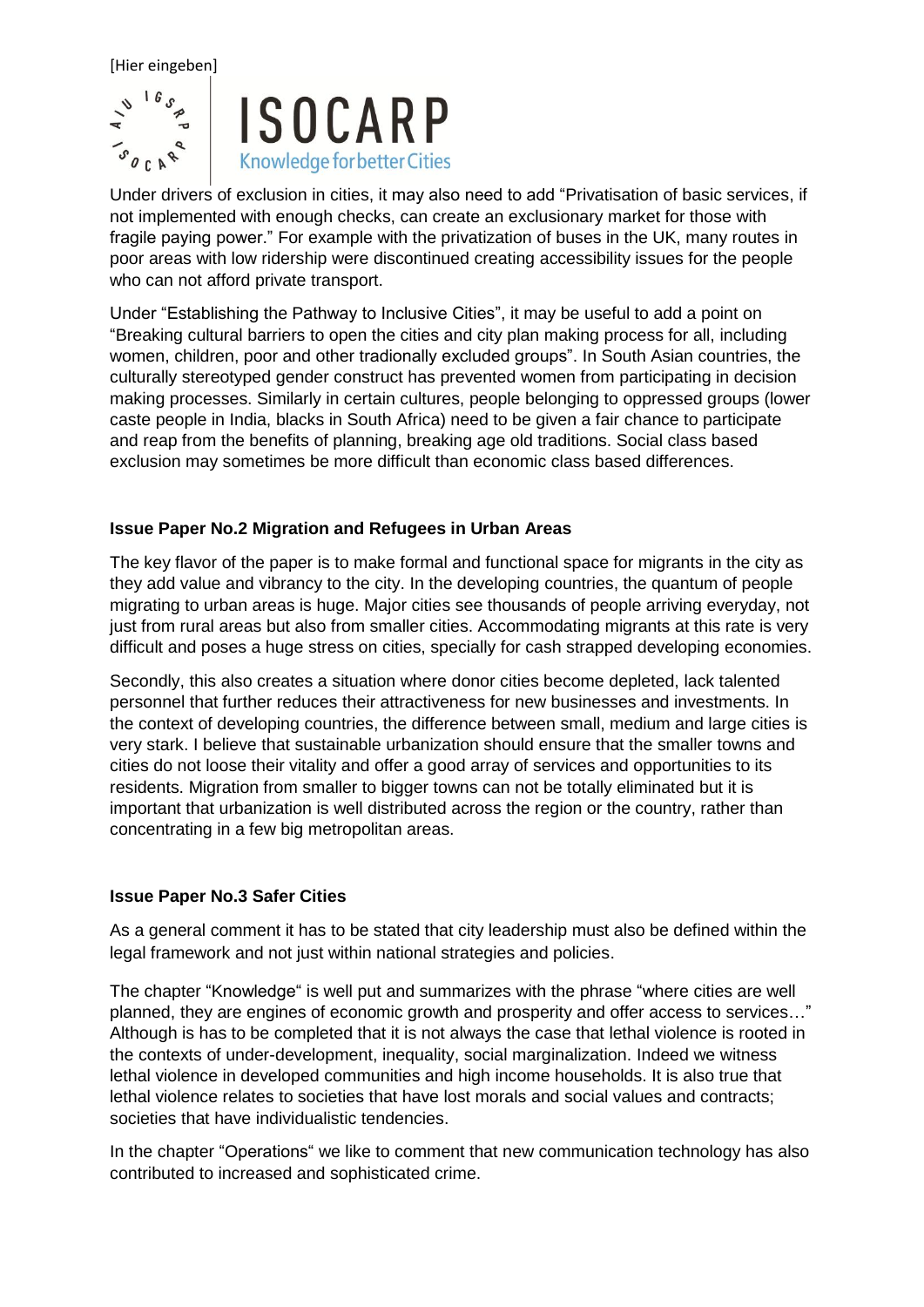Under drivers of exclusion in cities, it may also need to add "Privatisation of basic services, if not implemented with enough checks, can create an exclusionary market for those with fragile paying power." For example with the privatization of buses in the UK, many routes in poor areas with low ridership were discontinued creating accessibility issues for the people who can not afford private transport.

Under "Establishing the Pathway to Inclusive Cities", it may be useful to add a point on "Breaking cultural barriers to open the cities and city plan making process for all, including women, children, poor and other tradionally excluded groups". In South Asian countries, the culturally stereotyped gender construct has prevented women from participating in decision making processes. Similarly in certain cultures, people belonging to oppressed groups (lower caste people in India, blacks in South Africa) need to be given a fair chance to participate and reap from the benefits of planning, breaking age old traditions. Social class based exclusion may sometimes be more difficult than economic class based differences.

**Issue Paper No.2 Migration and Refugees in Urban Areas**

The key flavor of the paper is to make formal and functional space for migrants in the city as they add value and vibrancy to the city. In the developing countries, the quantum of people migrating to urban areas is huge. Major cities see thousands of people arriving everyday, not just from rural areas but also from smaller cities. Accommodating migrants at this rate is very difficult and poses a huge stress on cities, specially for cash strapped developing economies.

Secondly, this also creates a situation where donor cities become depleted, lack talented personnel that further reduces their attractiveness for new businesses and investments. In the context of developing countries, the difference between small, medium and large cities is very stark. I believe that sustainable urbanization should ensure that the smaller towns and cities do not loose their vitality and offer a good array of services and opportunities to its residents. Migration from smaller to bigger towns can not be totally eliminated but it is important that urbanization is well distributed across the region or the country, rather than concentrating in a few big metropolitan areas.

**Issue Paper No.3 Safer Cities**

As a general comment it has to be stated that city leadership must also be defined within the legal framework and not just within national strategies and policies.

The chapter "Knowledge" is well put and summarizes with the phrase "where cities are well planned, they are engines of economic growth and prosperity and offer access to services…" Although is has to be completed that it is not always the case that lethal violence is rooted in the contexts of under-development, inequality, social marginalization. Indeed we witness lethal violence in developed communities and high income households. It is also true that lethal violence relates to societies that have lost morals and social values and contracts; societies that have individualistic tendencies.

In the chapter "Operations" we like to comment that new communication technology has also contributed to increased and sophisticated crime.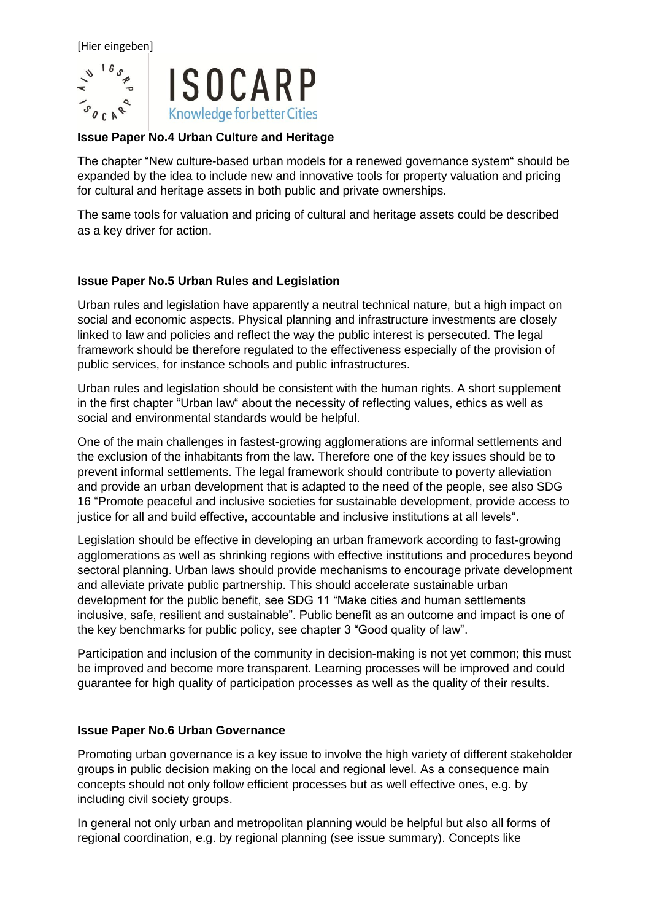**Issue Paper No.4 Urban Culture and Heritage**

The chapter "New culture-based urban models for a renewed governance system" should be expanded by the idea to include new and innovative tools for property valuation and pricing for cultural and heritage assets in both public and private ownerships.

The same tools for valuation and pricing of cultural and heritage assets could be described as a key driver for action.

**Issue Paper No.5 Urban Rules and Legislation**

Urban rules and legislation have apparently a neutral technical nature, but a high impact on social and economic aspects. Physical planning and infrastructure investments are closely linked to law and policies and reflect the way the public interest is persecuted. The legal framework should be therefore regulated to the effectiveness especially of the provision of public services, for instance schools and public infrastructures.

Urban rules and legislation should be consistent with the human rights. A short supplement in the first chapter "Urban law" about the necessity of reflecting values, ethics as well as social and environmental standards would be helpful.

One of the main challenges in fastest-growing agglomerations are informal settlements and the exclusion of the inhabitants from the law. Therefore one of the key issues should be to prevent informal settlements. The legal framework should contribute to poverty alleviation and provide an urban development that is adapted to the need of the people, see also SDG 16 "Promote peaceful and inclusive societies for sustainable development, provide access to justice for all and build effective, accountable and inclusive institutions at all levels".

Legislation should be effective in developing an urban framework according to fast-growing agglomerations as well as shrinking regions with effective institutions and procedures beyond sectoral planning. Urban laws should provide mechanisms to encourage private development and alleviate private public partnership. This should accelerate sustainable urban development for the public benefit, see SDG 11 "Make cities and human settlements inclusive, safe, resilient and sustainable". Public benefit as an outcome and impact is one of the key benchmarks for public policy, see chapter 3 "Good quality of law".

Participation and inclusion of the community in decision-making is not yet common; this must be improved and become more transparent. Learning processes will be improved and could guarantee for high quality of participation processes as well as the quality of their results.

**Issue Paper No.6 Urban Governance**

Promoting urban governance is a key issue to involve the high variety of different stakeholder groups in public decision making on the local and regional level. As a consequence main concepts should not only follow efficient processes but as well effective ones, e.g. by including civil society groups.

In general not only urban and metropolitan planning would be helpful but also all forms of regional coordination, e.g. by regional planning (see issue summary). Concepts like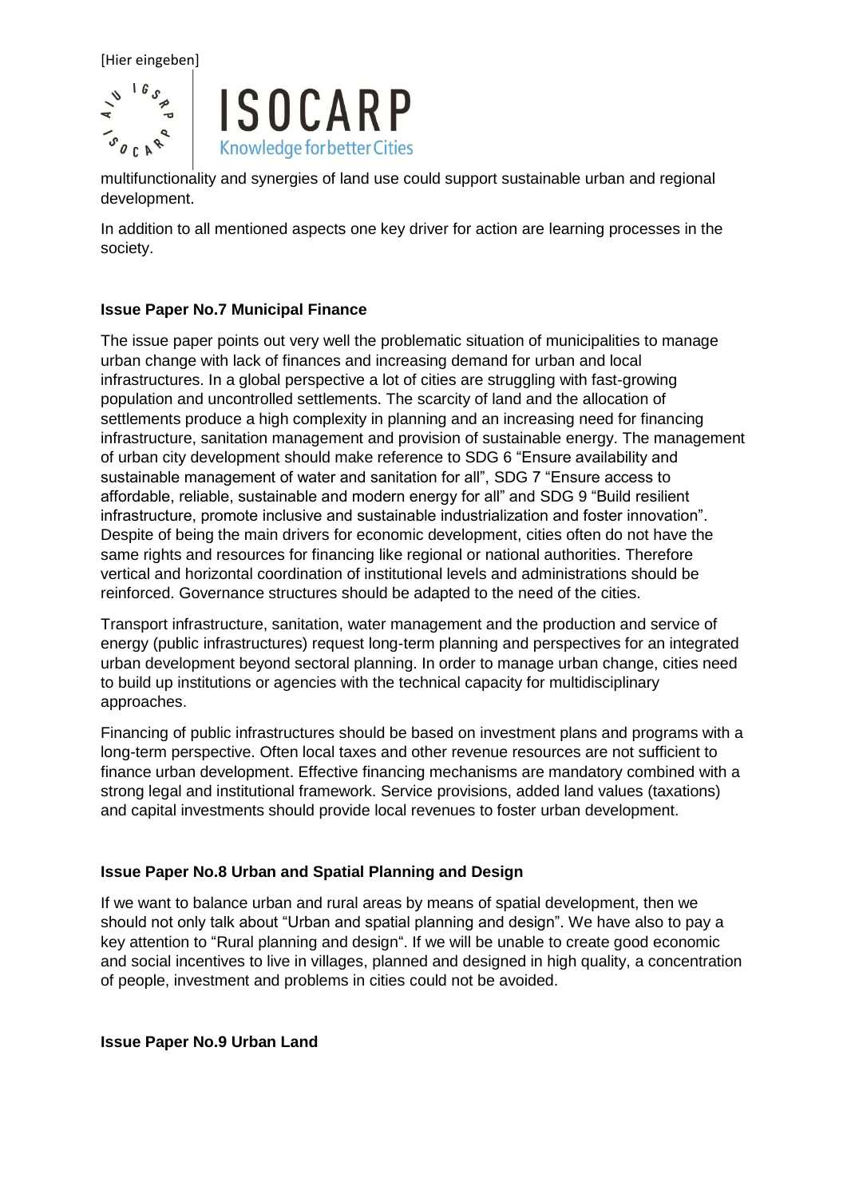multifunctionality and synergies of land use could support sustainable urban and regional development.

In addition to all mentioned aspects one key driver for action are learning processes in the society.

**Issue Paper No.7 Municipal Finance**

The issue paper points out very well the problematic situation of municipalities to manage urban change with lack of finances and increasing demand for urban and local infrastructures. In a global perspective a lot of cities are struggling with fast-growing population and uncontrolled settlements. The scarcity of land and the allocation of settlements produce a high complexity in planning and an increasing need for financing infrastructure, sanitation management and provision of sustainable energy. The management of urban city development should make reference to SDG 6 "Ensure availability and sustainable management of water and sanitation for all", SDG 7 "Ensure access to affordable, reliable, sustainable and modern energy for all" and SDG 9 "Build resilient infrastructure, promote inclusive and sustainable industrialization and foster innovation". Despite of being the main drivers for economic development, cities often do not have the same rights and resources for financing like regional or national authorities. Therefore vertical and horizontal coordination of institutional levels and administrations should be reinforced. Governance structures should be adapted to the need of the cities.

Transport infrastructure, sanitation, water management and the production and service of energy (public infrastructures) request long-term planning and perspectives for an integrated urban development beyond sectoral planning. In order to manage urban change, cities need to build up institutions or agencies with the technical capacity for multidisciplinary approaches.

Financing of public infrastructures should be based on investment plans and programs with a long-term perspective. Often local taxes and other revenue resources are not sufficient to finance urban development. Effective financing mechanisms are mandatory combined with a strong legal and institutional framework. Service provisions, added land values (taxations) and capital investments should provide local revenues to foster urban development.

**Issue Paper No.8 Urban and Spatial Planning and Design**

If we want to balance urban and rural areas by means of spatial development, then we should not only talk about "Urban and spatial planning and design". We have also to pay a key attention to "Rural planning and design". If we will be unable to create good economic and social incentives to live in villages, planned and designed in high quality, a concentration of people, investment and problems in cities could not be avoided.

**Issue Paper No.9 Urban Land**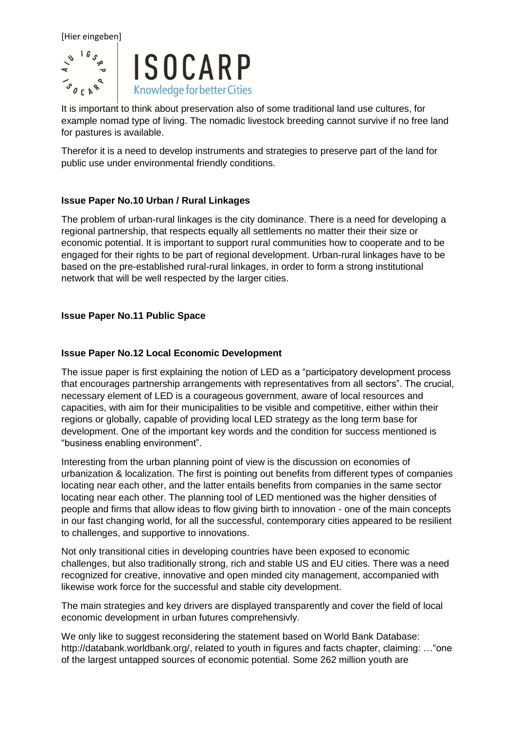It is important to think about preservation also of some traditional land use cultures, for example nomad type of living. The nomadic livestock breeding cannot survive if no free land for pastures is available.

Therefor it is a need to develop instruments and strategies to preserve part of the land for public use under environmental friendly conditions.

## Issue Paper No.10 Urban / Rural Linkages

The problem of urban-rural linkages is the city dominance. There is a need for developing a regional partnership, that respects equally all settlements no matter their their size or economic potential. It is important to support rural communities how to cooperate and to be engaged for their rights to be part of regional development. Urban-rural linkages have to be based on the pre-established rural-rural linkages, in order to form a strong institutional network that will be well respected by the larger cities.

## Issue Paper No.11 Public Space

## Issue Paper No.12 Local Economic Development

The issue paper is first explaining the notion of LED as a "participatory development process that encourages partnership arrangements with representatives from all sectors". The crucial, necessary element of LED is a courageous government, aware of local resources and capacities, with aim for their municipalities to be visible and competitive, either within their regions or globally, capable of providing local LED strategy as the long term base for development. One of the important key words and the condition for success mentioned is "business enabling environment".

Interesting from the urban planning point of view is the discussion on economies of urbanization & localization. The first is pointing out benefits from different types of companies locating near each other, and the latter entails benefits from companies in the same sector locating near each other. The planning tool of LED mentioned was the higher densities of people and firms that allow ideas to flow giving birth to innovation - one of the main concepts in our fast changing world, for all the successful, contemporary cities appeared to be resilient to challenges, and supportive to innovations.

Not only transitional cities in developing countries have been exposed to economic challenges, but also traditionally strong, rich and stable US and EU cities. There was a need recognized for creative, innovative and open minded city management, accompanied with likewise work force for the successful and stable city development.

The main strategies and key drivers are displayed transparently and cover the field of local economic development in urban futures comprehensivly.

We only like to suggest reconsidering the statement based on World Bank Database: http://databank.worldbank.org/, related to youth in figures and facts chapter, claiming: …"one of the largest untapped sources of economic potential. Some 262 million youth are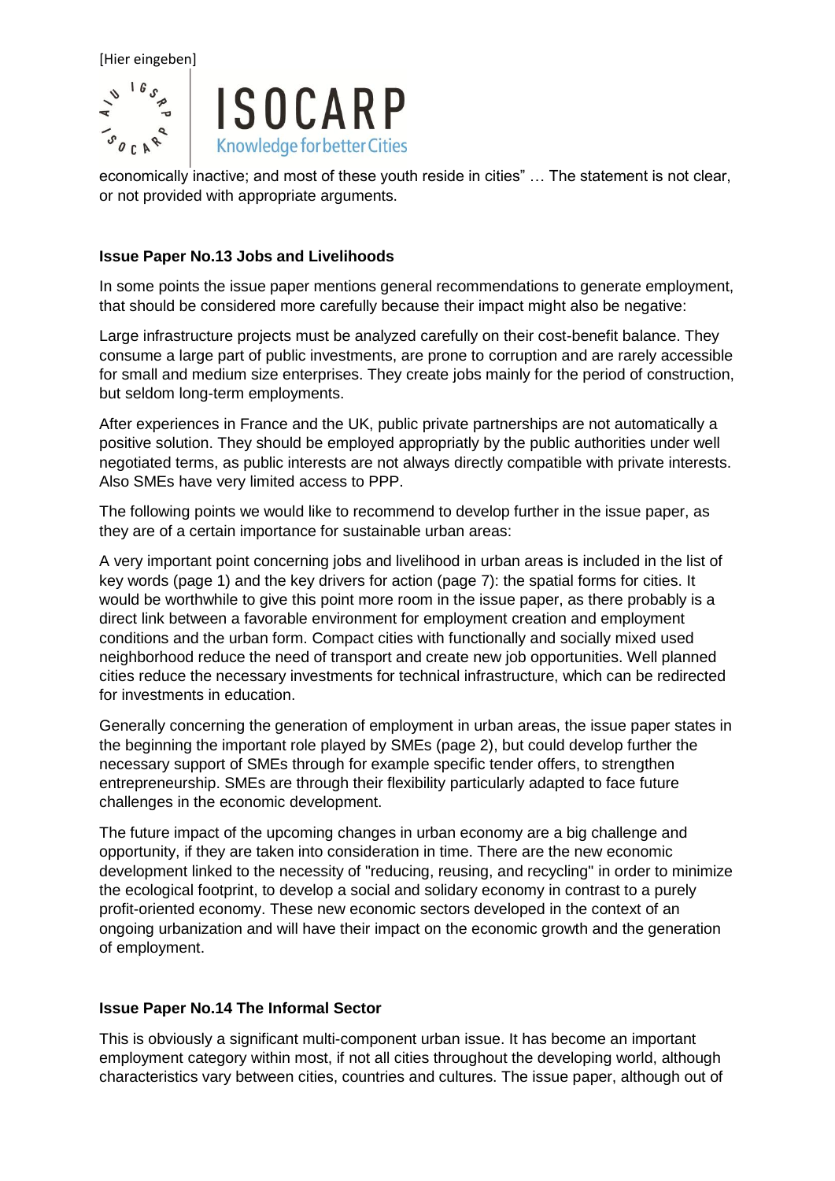economically inactive; and most of these youth reside in cities" … The statement is not clear, or not provided with appropriate arguments.

### Issue Paper No.13 Jobs and Livelihoods

In some points the issue paper mentions general recommendations to generate employment, that should be considered more carefully because their impact might also be negative:

Large infrastructure projects must be analyzed carefully on their cost-benefit balance. They consume a large part of public investments, are prone to corruption and are rarely accessible for small and medium size enterprises. They create jobs mainly for the period of construction, but seldom long-term employments.

After experiences in France and the UK, public private partnerships are not automatically a positive solution. They should be employed appropriatly by the public authorities under well negotiated terms, as public interests are not always directly compatible with private interests. Also SMEs have very limited access to PPP.

The following points we would like to recommend to develop further in the issue paper, as they are of a certain importance for sustainable urban areas:

A very important point concerning jobs and livelihood in urban areas is included in the list of key words (page 1) and the key drivers for action (page 7): the spatial forms for cities. It would be worthwhile to give this point more room in the issue paper, as there probably is a direct link between a favorable environment for employment creation and employment conditions and the urban form. Compact cities with functionally and socially mixed used neighborhood reduce the need of transport and create new job opportunities. Well planned cities reduce the necessary investments for technical infrastructure, which can be redirected for investments in education.

Generally concerning the generation of employment in urban areas, the issue paper states in the beginning the important role played by SMEs (page 2), but could develop further the necessary support of SMEs through for example specific tender offers, to strengthen entrepreneurship. SMEs are through their flexibility particularly adapted to face future challenges in the economic development.

The future impact of the upcoming changes in urban economy are a big challenge and opportunity, if they are taken into consideration in time. There are the new economic development linked to the necessity of "reducing, reusing, and recycling" in order to minimize the ecological footprint, to develop a social and solidary economy in contrast to a purely profit-oriented economy. These new economic sectors developed in the context of an ongoing urbanization and will have their impact on the economic growth and the generation of employment.

### Issue Paper No.14 The Informal Sector

This is obviously a significant multi-component urban issue. It has become an important employment category within most, if not all cities throughout the developing world, although characteristics vary between cities, countries and cultures. The issue paper, although out of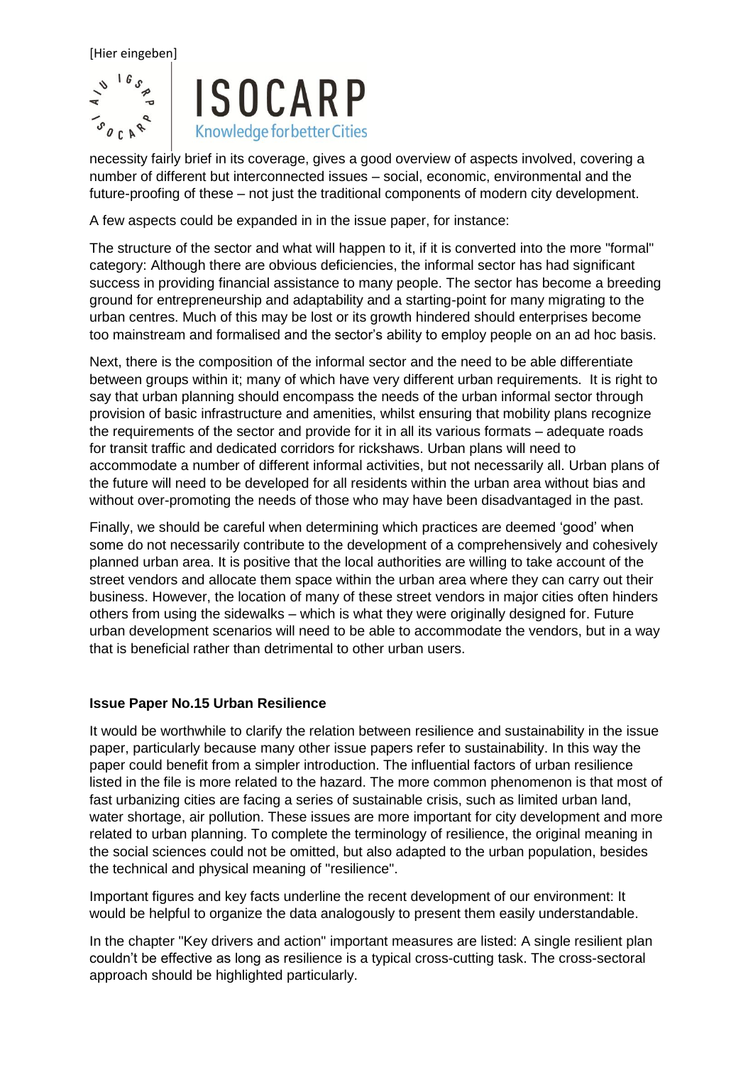necessity fairly brief in its coverage, gives a good overview of aspects involved, covering a number of different but interconnected issues – social, economic, environmental and the future-proofing of these – not just the traditional components of modern city development.

A few aspects could be expanded in in the issue paper, for instance:

The structure of the sector and what will happen to it, if it is converted into the more "formal" category: Although there are obvious deficiencies, the informal sector has had significant success in providing financial assistance to many people. The sector has become a breeding ground for entrepreneurship and adaptability and a starting-point for many migrating to the urban centres. Much of this may be lost or its growth hindered should enterprises become too mainstream and formalised and the sector's ability to employ people on an ad hoc basis.

Next, there is the composition of the informal sector and the need to be able differentiate between groups within it; many of which have very different urban requirements. It is right to say that urban planning should encompass the needs of the urban informal sector through provision of basic infrastructure and amenities, whilst ensuring that mobility plans recognize the requirements of the sector and provide for it in all its various formats – adequate roads for transit traffic and dedicated corridors for rickshaws. Urban plans will need to accommodate a number of different informal activities, but not necessarily all. Urban plans of the future will need to be developed for all residents within the urban area without bias and without over-promoting the needs of those who may have been disadvantaged in the past.

Finally, we should be careful when determining which practices are deemed 'good' when some do not necessarily contribute to the development of a comprehensively and cohesively planned urban area. It is positive that the local authorities are willing to take account of the street vendors and allocate them space within the urban area where they can carry out their business. However, the location of many of these street vendors in major cities often hinders others from using the sidewalks – which is what they were originally designed for. Future urban development scenarios will need to be able to accommodate the vendors, but in a way that is beneficial rather than detrimental to other urban users.

**Issue Paper No.15 Urban Resilience**

It would be worthwhile to clarify the relation between resilience and sustainability in the issue paper, particularly because many other issue papers refer to sustainability. In this way the paper could benefit from a simpler introduction. The influential factors of urban resilience listed in the file is more related to the hazard. The more common phenomenon is that most of fast urbanizing cities are facing a series of sustainable crisis, such as limited urban land, water shortage, air pollution. These issues are more important for city development and more related to urban planning. To complete the terminology of resilience, the original meaning in the social sciences could not be omitted, but also adapted to the urban population, besides the technical and physical meaning of "resilience".

Important figures and key facts underline the recent development of our environment: It would be helpful to organize the data analogously to present them easily understandable.

In the chapter "Key drivers and action" important measures are listed: A single resilient plan couldn't be effective as long as resilience is a typical cross-cutting task. The cross-sectoral approach should be highlighted particularly.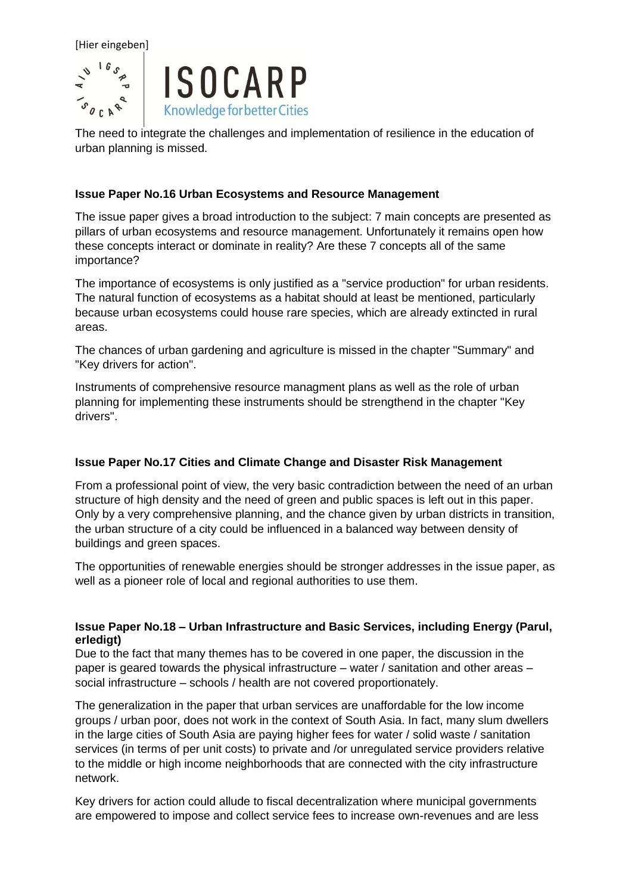The need to integrate the challenges and implementation of resilience in the education of urban planning is missed.

**Issue Paper No.16 Urban Ecosystems and Resource Management**

The issue paper gives a broad introduction to the subject: 7 main concepts are presented as pillars of urban ecosystems and resource management. Unfortunately it remains open how these concepts interact or dominate in reality? Are these 7 concepts all of the same importance?

The importance of ecosystems is only justified as a "service production" for urban residents. The natural function of ecosystems as a habitat should at least be mentioned, particularly because urban ecosystems could house rare species, which are already extincted in rural areas.

The chances of urban gardening and agriculture is missed in the chapter "Summary" and "Key drivers for action".

Instruments of comprehensive resource managment plans as well as the role of urban planning for implementing these instruments should be strengthend in the chapter "Key drivers".

**Issue Paper No.17 Cities and Climate Change and Disaster Risk Management**

From a professional point of view, the very basic contradiction between the need of an urban structure of high density and the need of green and public spaces is left out in this paper. Only by a very comprehensive planning, and the chance given by urban districts in transition, the urban structure of a city could be influenced in a balanced way between density of buildings and green spaces.

The opportunities of renewable energies should be stronger addresses in the issue paper, as well as a pioneer role of local and regional authorities to use them.

**Issue Paper No.18 – Urban Infrastructure and Basic Services, including Energy (Parul, erledigt)**

Due to the fact that many themes has to be covered in one paper, the discussion in the paper is geared towards the physical infrastructure – water / sanitation and other areas – social infrastructure – schools / health are not covered proportionately.

The generalization in the paper that urban services are unaffordable for the low income groups / urban poor, does not work in the context of South Asia. In fact, many slum dwellers in the large cities of South Asia are paying higher fees for water / solid waste / sanitation services (in terms of per unit costs) to private and /or unregulated service providers relative to the middle or high income neighborhoods that are connected with the city infrastructure network.

Key drivers for action could allude to fiscal decentralization where municipal governments are empowered to impose and collect service fees to increase own-revenues and are less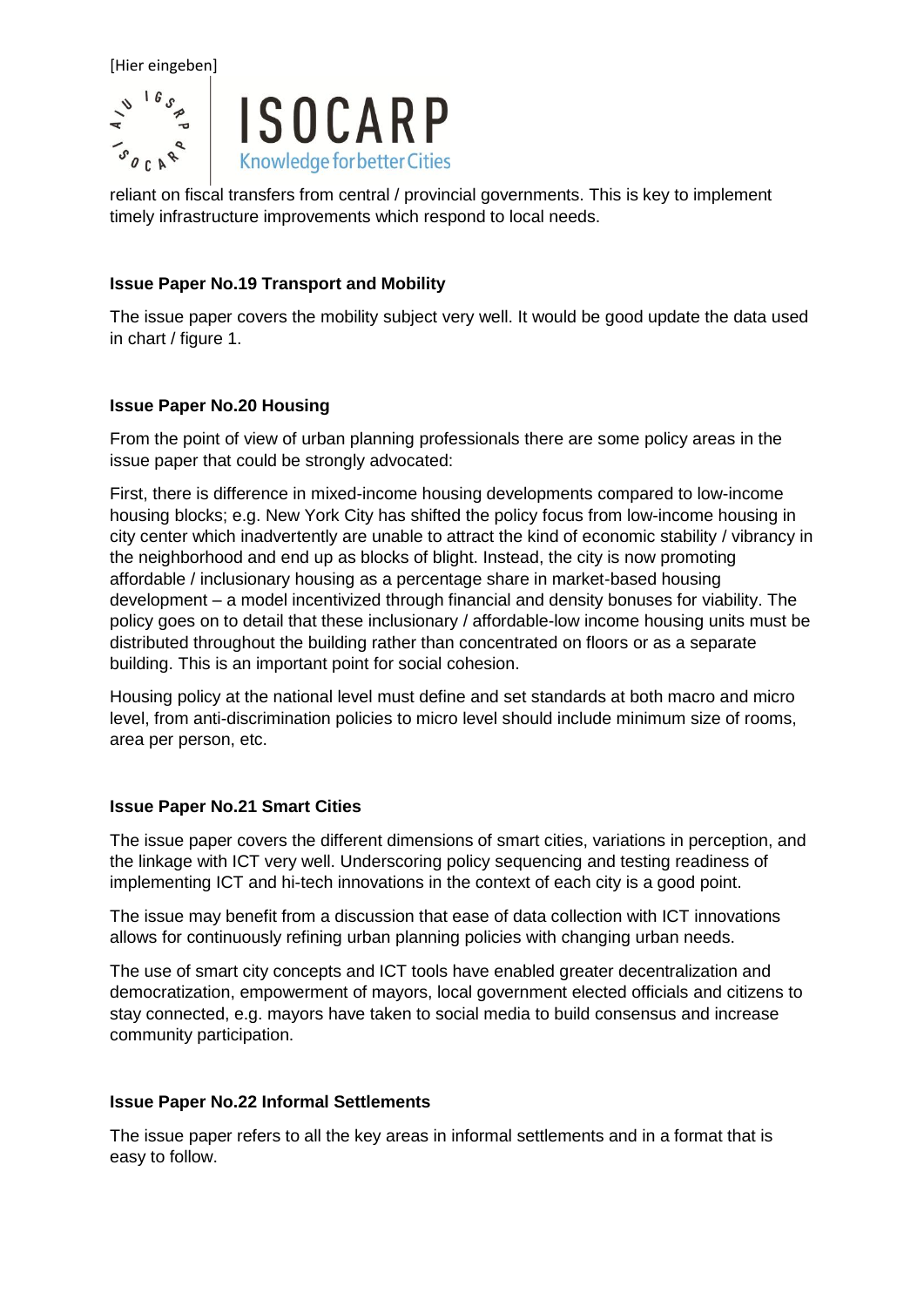reliant on fiscal transfers from central / provincial governments. This is key to implement timely infrastructure improvements which respond to local needs.

**Issue Paper No.19 Transport and Mobility**

The issue paper covers the mobility subject very well. It would be good update the data used in chart / figure 1.

**Issue Paper No.20 Housing**

From the point of view of urban planning professionals there are some policy areas in the issue paper that could be strongly advocated:

First, there is difference in mixed-income housing developments compared to low-income housing blocks; e.g. New York City has shifted the policy focus from low-income housing in city center which inadvertently are unable to attract the kind of economic stability / vibrancy in the neighborhood and end up as blocks of blight. Instead, the city is now promoting affordable / inclusionary housing as a percentage share in market-based housing development – a model incentivized through financial and density bonuses for viability. The policy goes on to detail that these inclusionary / affordable-low income housing units must be distributed throughout the building rather than concentrated on floors or as a separate building. This is an important point for social cohesion.

Housing policy at the national level must define and set standards at both macro and micro level, from anti-discrimination policies to micro level should include minimum size of rooms, area per person, etc.

**Issue Paper No.21 Smart Cities**

The issue paper covers the different dimensions of smart cities, variations in perception, and the linkage with ICT very well. Underscoring policy sequencing and testing readiness of implementing ICT and hi-tech innovations in the context of each city is a good point.

The issue may benefit from a discussion that ease of data collection with ICT innovations allows for continuously refining urban planning policies with changing urban needs.

The use of smart city concepts and ICT tools have enabled greater decentralization and democratization, empowerment of mayors, local government elected officials and citizens to stay connected, e.g. mayors have taken to social media to build consensus and increase community participation.

**Issue Paper No.22 Informal Settlements**

The issue paper refers to all the key areas in informal settlements and in a format that is easy to follow.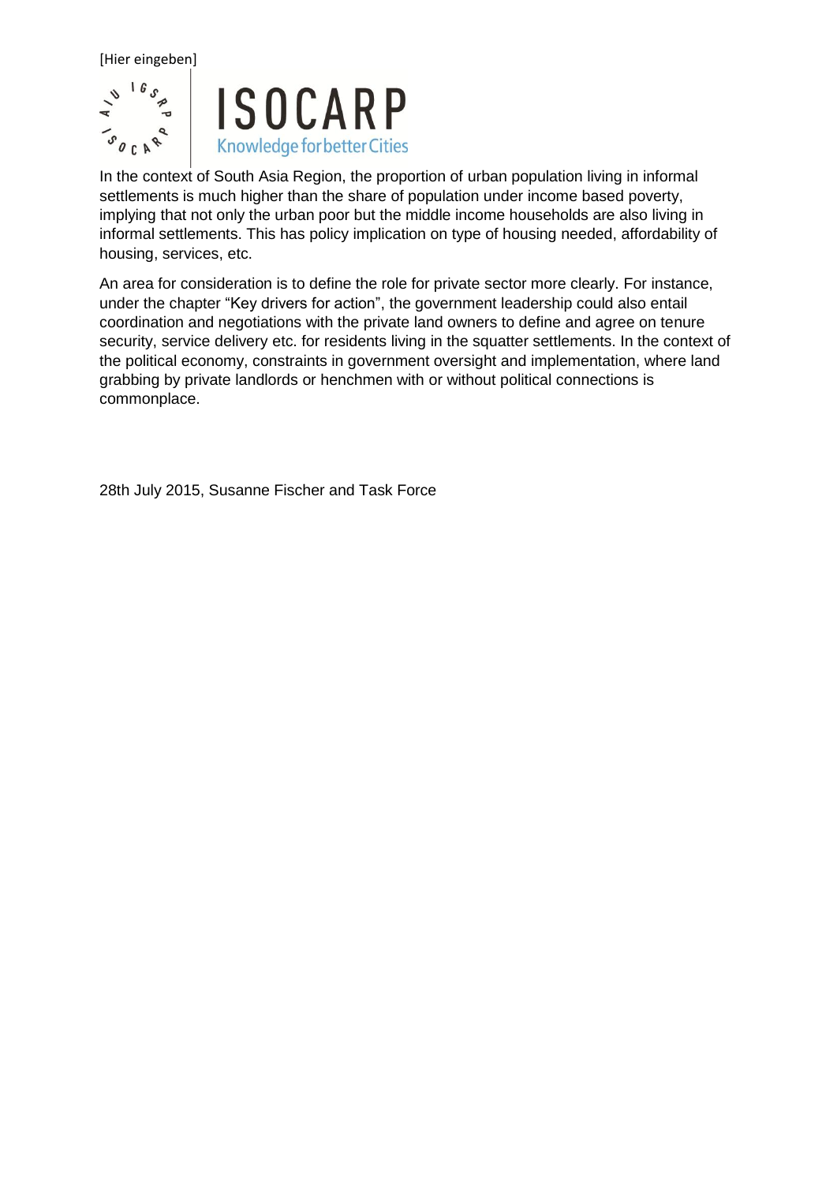In the context of South Asia Region, the proportion of urban population living in informal settlements is much higher than the share of population under income based poverty, implying that not only the urban poor but the middle income households are also living in informal settlements. This has policy implication on type of housing needed, affordability of housing, services, etc.

An area for consideration is to define the role for private sector more clearly. For instance, under the chapter "Key drivers for action", the government leadership could also entail coordination and negotiations with the private land owners to define and agree on tenure security, service delivery etc. for residents living in the squatter settlements. In the context of the political economy, constraints in government oversight and implementation, where land grabbing by private landlords or henchmen with or without political connections is commonplace.

28th July 2015, Susanne Fischer and Task Force